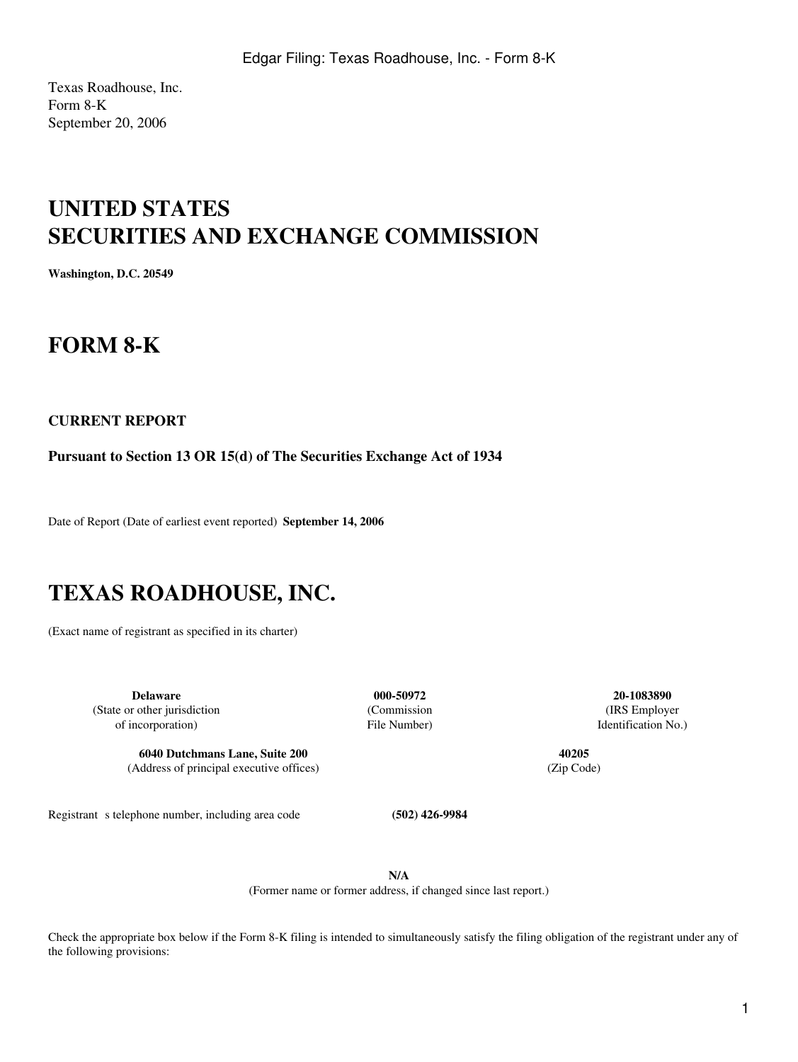Texas Roadhouse, Inc.
Form 8-K
September 20, 2006

# UNITED STATES
# SECURITIES AND EXCHANGE COMMISSION

**Washington, D.C. 20549**

# FORM 8-K

**CURRENT REPORT**

**Pursuant to Section 13 OR 15(d) of The Securities Exchange Act of 1934**

Date of Report (Date of earliest event reported) **September 14, 2006**

# TEXAS ROADHOUSE, INC.

(Exact name of registrant as specified in its charter)

| **Delaware** | **000-50972** | **20-1083890** |
|---|---|---|
| (State or other jurisdiction of incorporation) | (Commission File Number) | (IRS Employer Identification No.) |

| **6040 Dutchmans Lane, Suite 200** | **40205** |
|---|---|
| (Address of principal executive offices) | (Zip Code) |

Registrant s telephone number, including area code **(502) 426-9984**

**N/A**
(Former name or former address, if changed since last report.)

Check the appropriate box below if the Form 8-K filing is intended to simultaneously satisfy the filing obligation of the registrant under any of the following provisions: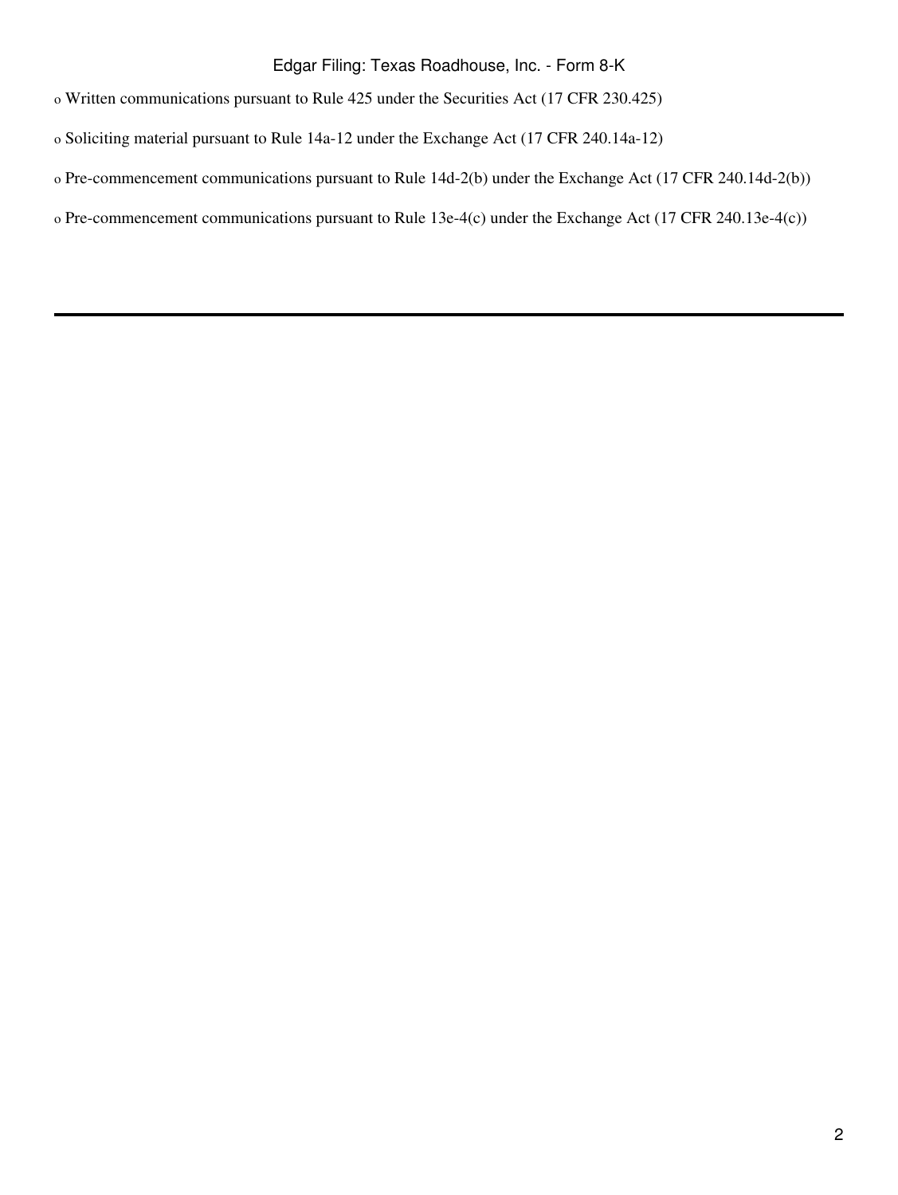o Written communications pursuant to Rule 425 under the Securities Act (17 CFR 230.425)

o Soliciting material pursuant to Rule 14a-12 under the Exchange Act (17 CFR 240.14a-12)

o Pre-commencement communications pursuant to Rule 14d-2(b) under the Exchange Act (17 CFR 240.14d-2(b))

o Pre-commencement communications pursuant to Rule 13e-4(c) under the Exchange Act (17 CFR 240.13e-4(c))

---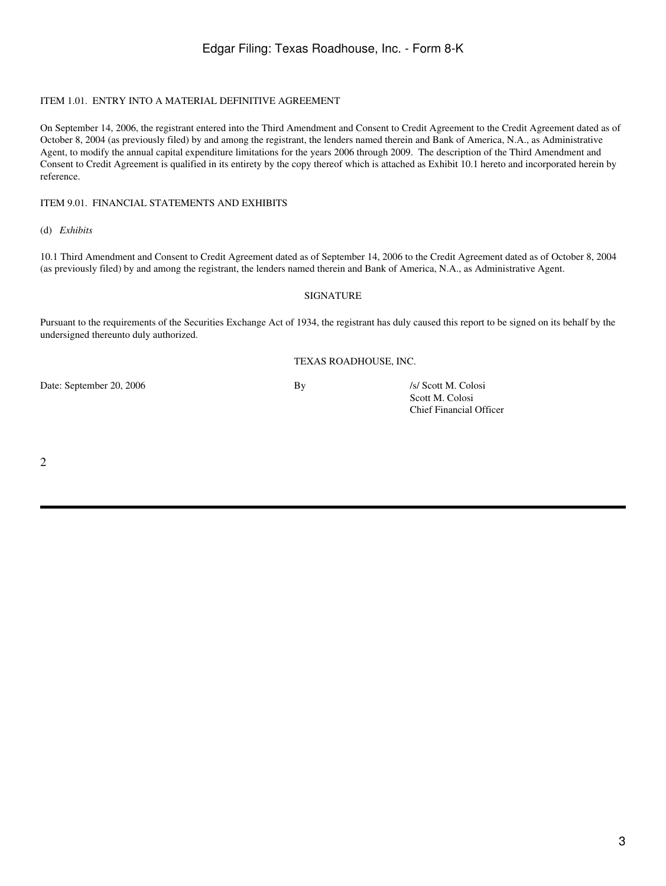ITEM 1.01. ENTRY INTO A MATERIAL DEFINITIVE AGREEMENT

On September 14, 2006, the registrant entered into the Third Amendment and Consent to Credit Agreement to the Credit Agreement dated as of October 8, 2004 (as previously filed) by and among the registrant, the lenders named therein and Bank of America, N.A., as Administrative Agent, to modify the annual capital expenditure limitations for the years 2006 through 2009. The description of the Third Amendment and Consent to Credit Agreement is qualified in its entirety by the copy thereof which is attached as Exhibit 10.1 hereto and incorporated herein by reference.

ITEM 9.01. FINANCIAL STATEMENTS AND EXHIBITS

(d) *Exhibits*

10.1 Third Amendment and Consent to Credit Agreement dated as of September 14, 2006 to the Credit Agreement dated as of October 8, 2004 (as previously filed) by and among the registrant, the lenders named therein and Bank of America, N.A., as Administrative Agent.

SIGNATURE

Pursuant to the requirements of the Securities Exchange Act of 1934, the registrant has duly caused this report to be signed on its behalf by the undersigned thereunto duly authorized.

TEXAS ROADHOUSE, INC.

Date: September 20, 2006

By /s/ Scott M. Colosi
Scott M. Colosi
Chief Financial Officer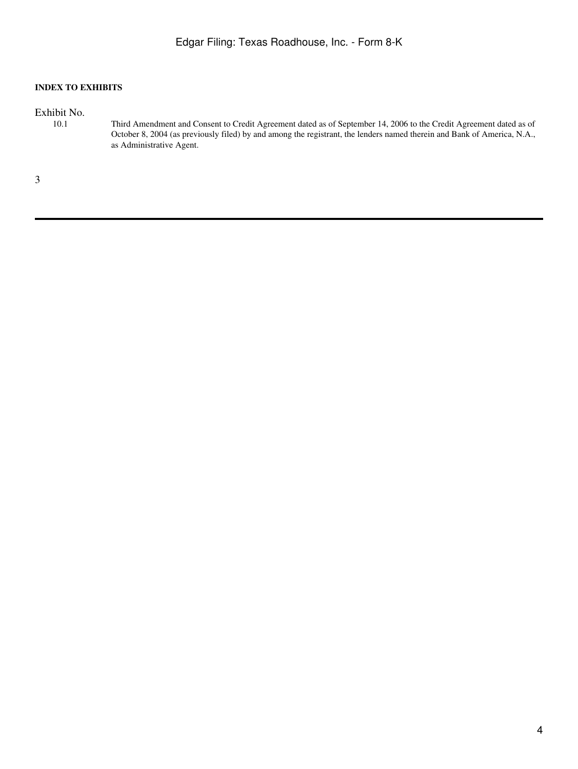**INDEX TO EXHIBITS**

| Exhibit No. | |
| --- | --- |
| 10.1 | Third Amendment and Consent to Credit Agreement dated as of September 14, 2006 to the Credit Agreement dated as of October 8, 2004 (as previously filed) by and among the registrant, the lenders named therein and Bank of America, N.A., as Administrative Agent. |